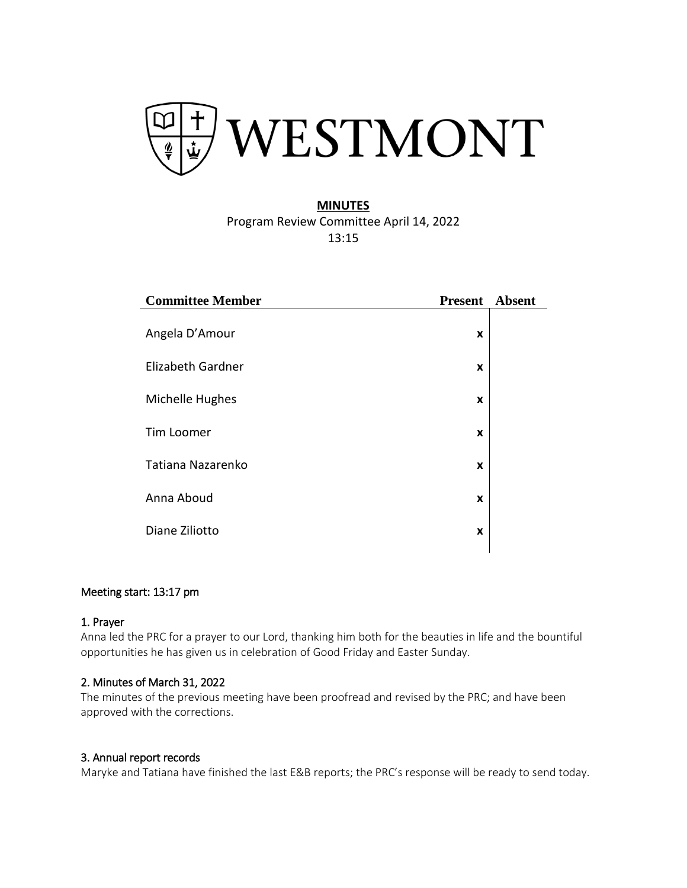# WESTMONT

**MINUTES**

Program Review Committee April 14, 2022

13:15

| Committee Member | Present | Absent |
|---|---|---|
| Angela D'Amour | x | |
| Elizabeth Gardner | x | |
| Michelle Hughes | x | |
| Tim Loomer | x | |
| Tatiana Nazarenko | x | |
| Anna Aboud | x | |
| Diane Ziliotto | x | |

Meeting start: 13:17 pm

### 1. Prayer

Anna led the PRC for a prayer to our Lord, thanking him both for the beauties in life and the bountiful opportunities he has given us in celebration of Good Friday and Easter Sunday.

### 2. Minutes of March 31, 2022

The minutes of the previous meeting have been proofread and revised by the PRC; and have been approved with the corrections.

### 3. Annual report records

Maryke and Tatiana have finished the last E&B reports; the PRC's response will be ready to send today.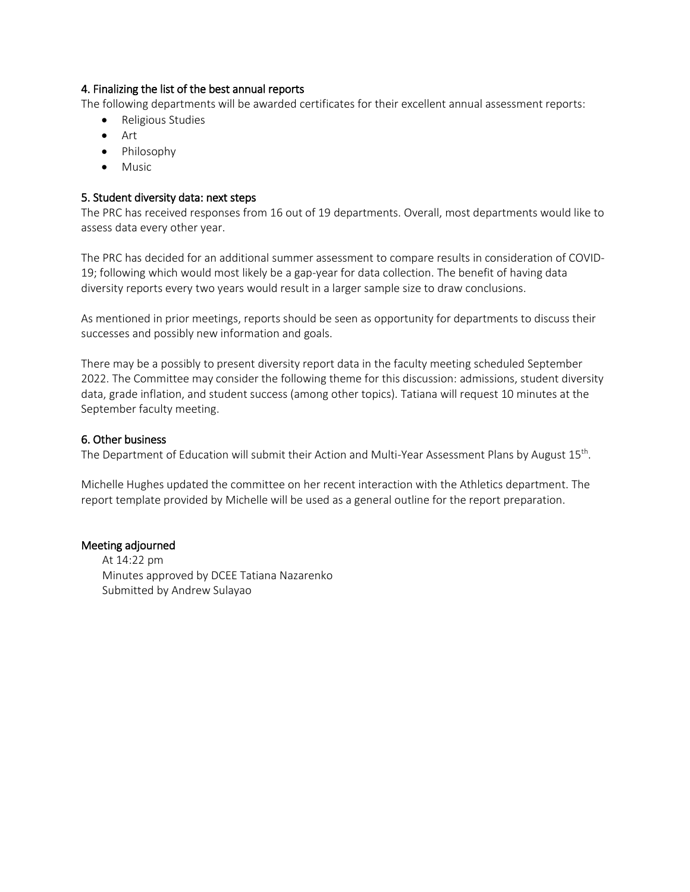### 4. Finalizing the list of the best annual reports

The following departments will be awarded certificates for their excellent annual assessment reports:

- Religious Studies
- Art
- Philosophy
- Music

### 5. Student diversity data: next steps

The PRC has received responses from 16 out of 19 departments. Overall, most departments would like to assess data every other year.

The PRC has decided for an additional summer assessment to compare results in consideration of COVID-19; following which would most likely be a gap-year for data collection. The benefit of having data diversity reports every two years would result in a larger sample size to draw conclusions.

As mentioned in prior meetings, reports should be seen as opportunity for departments to discuss their successes and possibly new information and goals.

There may be a possibly to present diversity report data in the faculty meeting scheduled September 2022. The Committee may consider the following theme for this discussion: admissions, student diversity data, grade inflation, and student success (among other topics). Tatiana will request 10 minutes at the September faculty meeting.

### 6. Other business

The Department of Education will submit their Action and Multi-Year Assessment Plans by August 15th.

Michelle Hughes updated the committee on her recent interaction with the Athletics department. The report template provided by Michelle will be used as a general outline for the report preparation.

### Meeting adjourned

At 14:22 pm
Minutes approved by DCEE Tatiana Nazarenko
Submitted by Andrew Sulayao